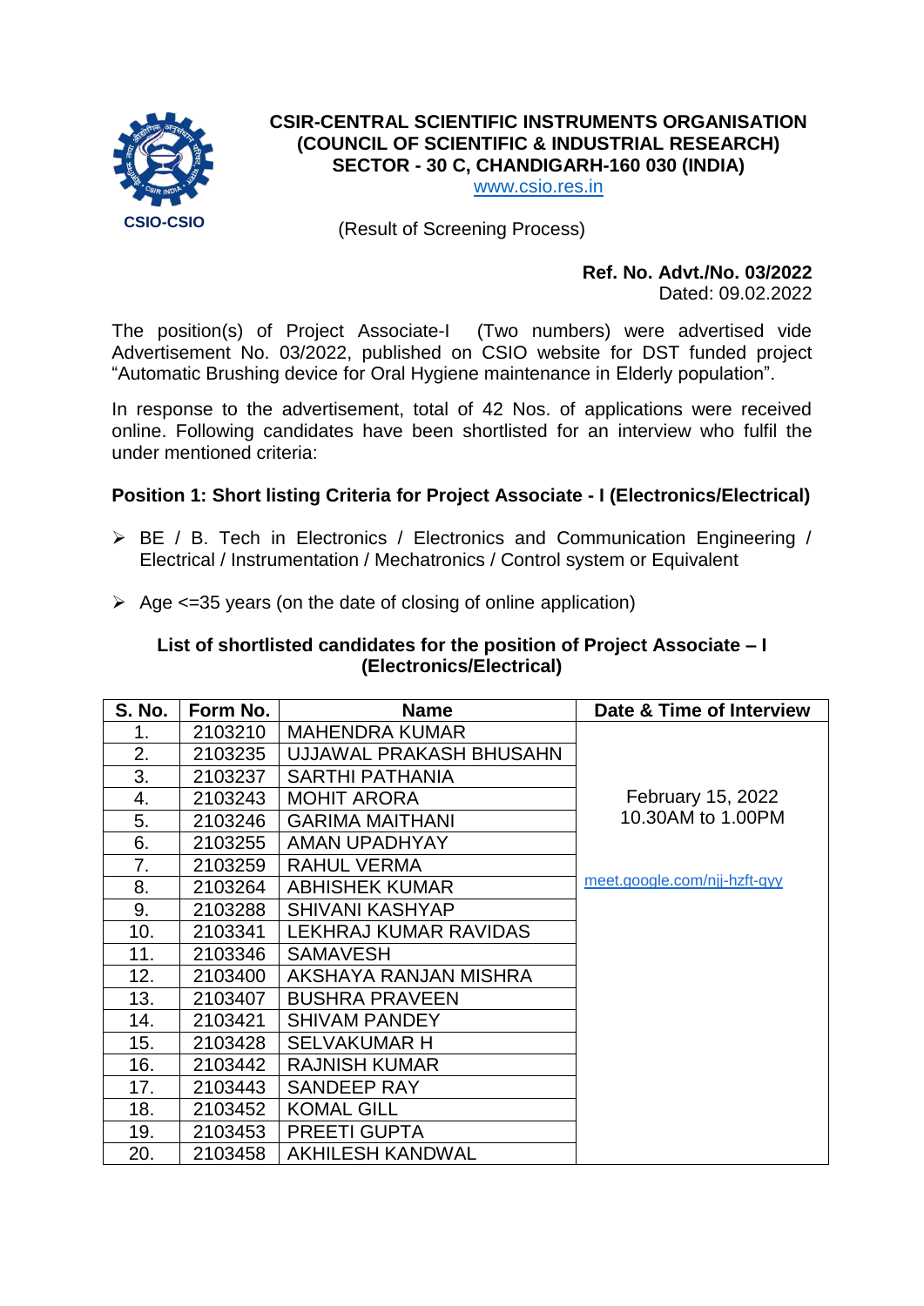CSIO-CSIO

# CSIR-CENTRAL SCIENTIFIC INSTRUMENTS ORGANISATION
## (COUNCIL OF SCIENTIFIC & INDUSTRIAL RESEARCH)
## SECTOR - 30 C, CHANDIGARH-160 030 (INDIA)

www.csio.res.in

(Result of Screening Process)

**Ref. No. Advt./No. 03/2022**
Dated: 09.02.2022

The position(s) of Project Associate-I (Two numbers) were advertised vide Advertisement No. 03/2022, published on CSIO website for DST funded project "Automatic Brushing device for Oral Hygiene maintenance in Elderly population".

In response to the advertisement, total of 42 Nos. of applications were received online. Following candidates have been shortlisted for an interview who fulfil the under mentioned criteria:

**Position 1: Short listing Criteria for Project Associate - I (Electronics/Electrical)**

- BE / B. Tech in Electronics / Electronics and Communication Engineering / Electrical / Instrumentation / Mechatronics / Control system or Equivalent
- Age <=35 years (on the date of closing of online application)

**List of shortlisted candidates for the position of Project Associate – I (Electronics/Electrical)**

| S. No. | Form No. | Name | Date & Time of Interview |
|---|---|---|---|
| 1. | 2103210 | MAHENDRA KUMAR | February 15, 2022<br>10.30AM to 1.00PM<br><br>meet.google.com/njj-hzft-qyy |
| 2. | 2103235 | UJJAWAL PRAKASH BHUSAHN | |
| 3. | 2103237 | SARTHI PATHANIA | |
| 4. | 2103243 | MOHIT ARORA | |
| 5. | 2103246 | GARIMA MAITHANI | |
| 6. | 2103255 | AMAN UPADHYAY | |
| 7. | 2103259 | RAHUL VERMA | |
| 8. | 2103264 | ABHISHEK KUMAR | |
| 9. | 2103288 | SHIVANI KASHYAP | |
| 10. | 2103341 | LEKHRAJ KUMAR RAVIDAS | |
| 11. | 2103346 | SAMAVESH | |
| 12. | 2103400 | AKSHAYA RANJAN MISHRA | |
| 13. | 2103407 | BUSHRA PRAVEEN | |
| 14. | 2103421 | SHIVAM PANDEY | |
| 15. | 2103428 | SELVAKUMAR H | |
| 16. | 2103442 | RAJNISH KUMAR | |
| 17. | 2103443 | SANDEEP RAY | |
| 18. | 2103452 | KOMAL GILL | |
| 19. | 2103453 | PREETI GUPTA | |
| 20. | 2103458 | AKHILESH KANDWAL | |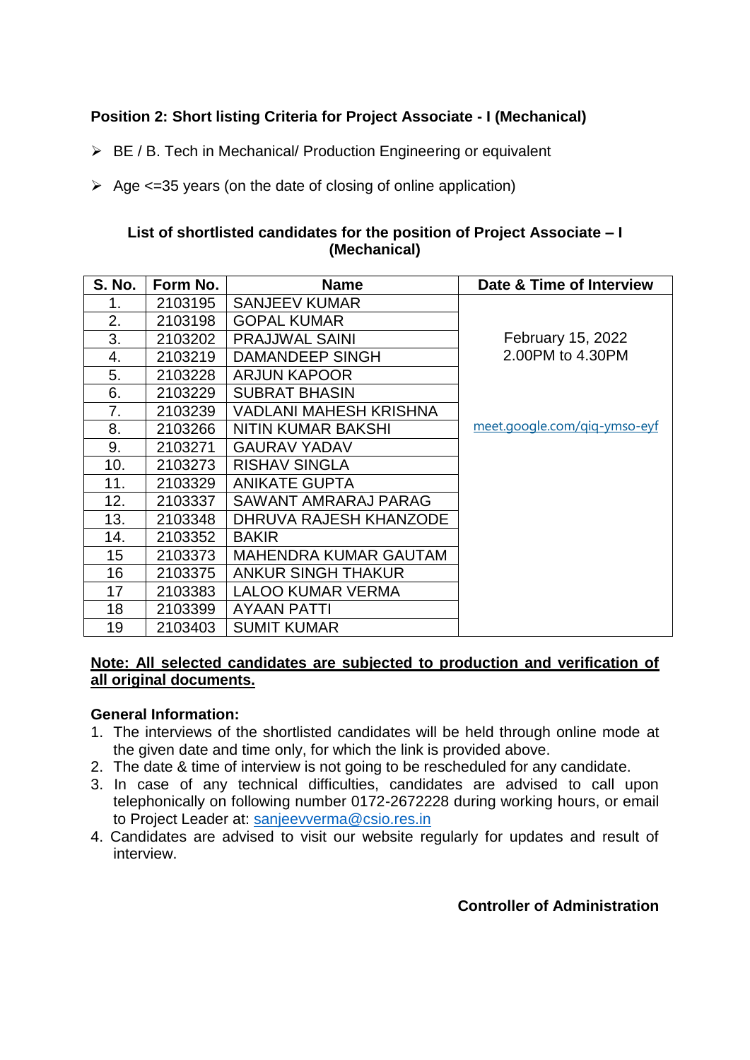**Position 2: Short listing Criteria for Project Associate - I (Mechanical)**

- BE / B. Tech in Mechanical/ Production Engineering or equivalent
- Age <=35 years (on the date of closing of online application)

**List of shortlisted candidates for the position of Project Associate – I (Mechanical)**

| S. No. | Form No. | Name | Date & Time of Interview |
|---|---|---|---|
| 1. | 2103195 | SANJEEV KUMAR | February 15, 2022<br>2.00PM to 4.30PM<br><br>meet.google.com/qiq-ymso-eyf |
| 2. | 2103198 | GOPAL KUMAR | |
| 3. | 2103202 | PRAJJWAL SAINI | |
| 4. | 2103219 | DAMANDEEP SINGH | |
| 5. | 2103228 | ARJUN KAPOOR | |
| 6. | 2103229 | SUBRAT BHASIN | |
| 7. | 2103239 | VADLANI MAHESH KRISHNA | |
| 8. | 2103266 | NITIN KUMAR BAKSHI | |
| 9. | 2103271 | GAURAV YADAV | |
| 10. | 2103273 | RISHAV SINGLA | |
| 11. | 2103329 | ANIKATE GUPTA | |
| 12. | 2103337 | SAWANT AMRARAJ PARAG | |
| 13. | 2103348 | DHRUVA RAJESH KHANZODE | |
| 14. | 2103352 | BAKIR | |
| 15 | 2103373 | MAHENDRA KUMAR GAUTAM | |
| 16 | 2103375 | ANKUR SINGH THAKUR | |
| 17 | 2103383 | LALOO KUMAR VERMA | |
| 18 | 2103399 | AYAAN PATTI | |
| 19 | 2103403 | SUMIT KUMAR | |

**Note: All selected candidates are subjected to production and verification of all original documents.**

**General Information:**

1. The interviews of the shortlisted candidates will be held through online mode at the given date and time only, for which the link is provided above.
2. The date & time of interview is not going to be rescheduled for any candidate.
3. In case of any technical difficulties, candidates are advised to call upon telephonically on following number 0172-2672228 during working hours, or email to Project Leader at: sanjeevverma@csio.res.in
4. Candidates are advised to visit our website regularly for updates and result of interview.

**Controller of Administration**